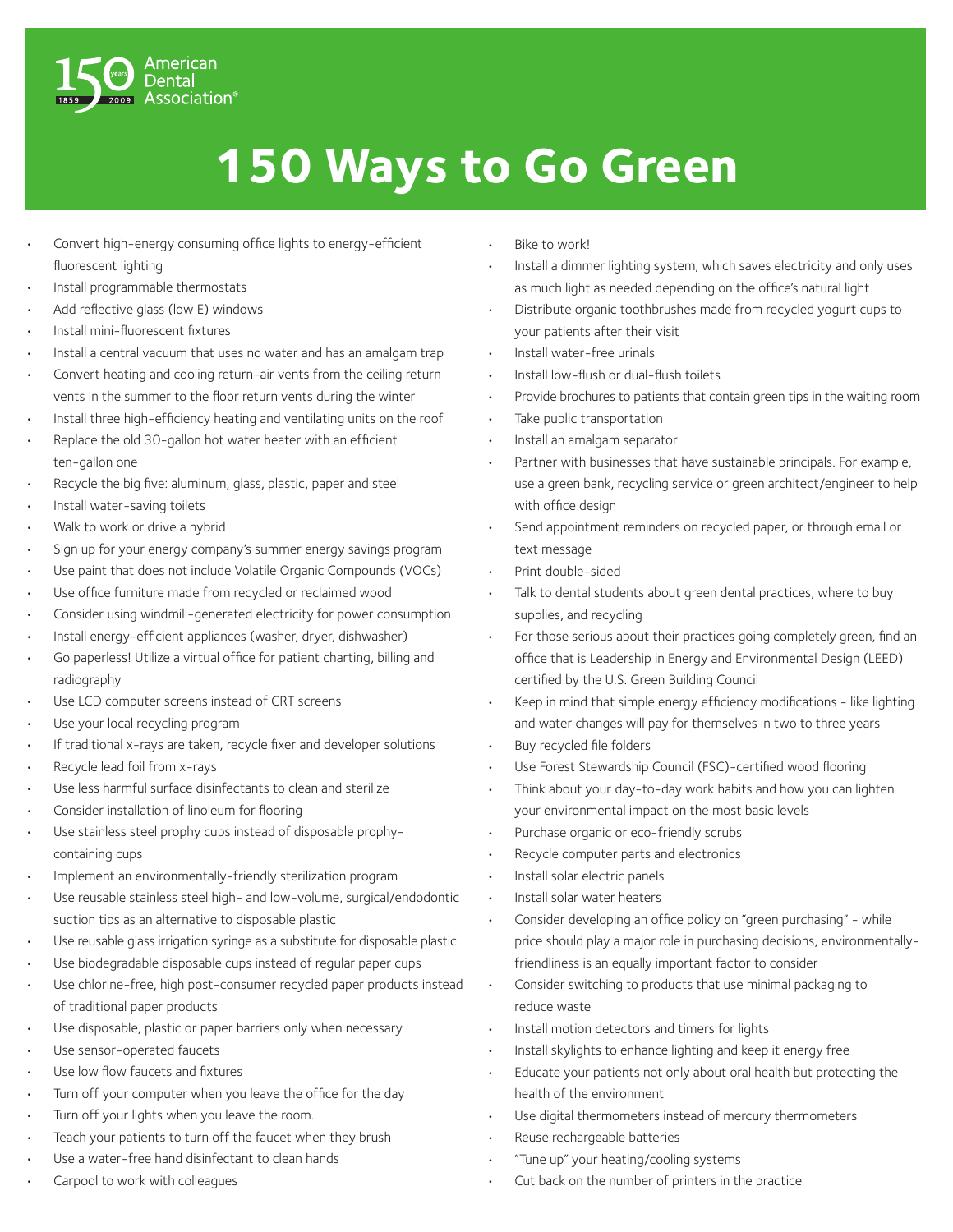150 years 1859 2009 American Dental Association®

# 150 Ways to Go Green

- Convert high-energy consuming office lights to energy-efficient fluorescent lighting
- Install programmable thermostats
- Add reflective glass (low E) windows
- Install mini-fluorescent fixtures
- Install a central vacuum that uses no water and has an amalgam trap
- Convert heating and cooling return-air vents from the ceiling return vents in the summer to the floor return vents during the winter
- Install three high-efficiency heating and ventilating units on the roof
- Replace the old 30-gallon hot water heater with an efficient ten-gallon one
- Recycle the big five: aluminum, glass, plastic, paper and steel
- Install water-saving toilets
- Walk to work or drive a hybrid
- Sign up for your energy company's summer energy savings program
- Use paint that does not include Volatile Organic Compounds (VOCs)
- Use office furniture made from recycled or reclaimed wood
- Consider using windmill-generated electricity for power consumption
- Install energy-efficient appliances (washer, dryer, dishwasher)
- Go paperless! Utilize a virtual office for patient charting, billing and radiography
- Use LCD computer screens instead of CRT screens
- Use your local recycling program
- If traditional x-rays are taken, recycle fixer and developer solutions
- Recycle lead foil from x-rays
- Use less harmful surface disinfectants to clean and sterilize
- Consider installation of linoleum for flooring
- Use stainless steel prophy cups instead of disposable prophy-containing cups
- Implement an environmentally-friendly sterilization program
- Use reusable stainless steel high- and low-volume, surgical/endodontic suction tips as an alternative to disposable plastic
- Use reusable glass irrigation syringe as a substitute for disposable plastic
- Use biodegradable disposable cups instead of regular paper cups
- Use chlorine-free, high post-consumer recycled paper products instead of traditional paper products
- Use disposable, plastic or paper barriers only when necessary
- Use sensor-operated faucets
- Use low flow faucets and fixtures
- Turn off your computer when you leave the office for the day
- Turn off your lights when you leave the room.
- Teach your patients to turn off the faucet when they brush
- Use a water-free hand disinfectant to clean hands
- Carpool to work with colleagues
- Bike to work!
- Install a dimmer lighting system, which saves electricity and only uses as much light as needed depending on the office's natural light
- Distribute organic toothbrushes made from recycled yogurt cups to your patients after their visit
- Install water-free urinals
- Install low-flush or dual-flush toilets
- Provide brochures to patients that contain green tips in the waiting room
- Take public transportation
- Install an amalgam separator
- Partner with businesses that have sustainable principals. For example, use a green bank, recycling service or green architect/engineer to help with office design
- Send appointment reminders on recycled paper, or through email or text message
- Print double-sided
- Talk to dental students about green dental practices, where to buy supplies, and recycling
- For those serious about their practices going completely green, find an office that is Leadership in Energy and Environmental Design (LEED) certified by the U.S. Green Building Council
- Keep in mind that simple energy efficiency modifications - like lighting and water changes will pay for themselves in two to three years
- Buy recycled file folders
- Use Forest Stewardship Council (FSC)-certified wood flooring
- Think about your day-to-day work habits and how you can lighten your environmental impact on the most basic levels
- Purchase organic or eco-friendly scrubs
- Recycle computer parts and electronics
- Install solar electric panels
- Install solar water heaters
- Consider developing an office policy on "green purchasing" - while price should play a major role in purchasing decisions, environmentally-friendliness is an equally important factor to consider
- Consider switching to products that use minimal packaging to reduce waste
- Install motion detectors and timers for lights
- Install skylights to enhance lighting and keep it energy free
- Educate your patients not only about oral health but protecting the health of the environment
- Use digital thermometers instead of mercury thermometers
- Reuse rechargeable batteries
- "Tune up" your heating/cooling systems
- Cut back on the number of printers in the practice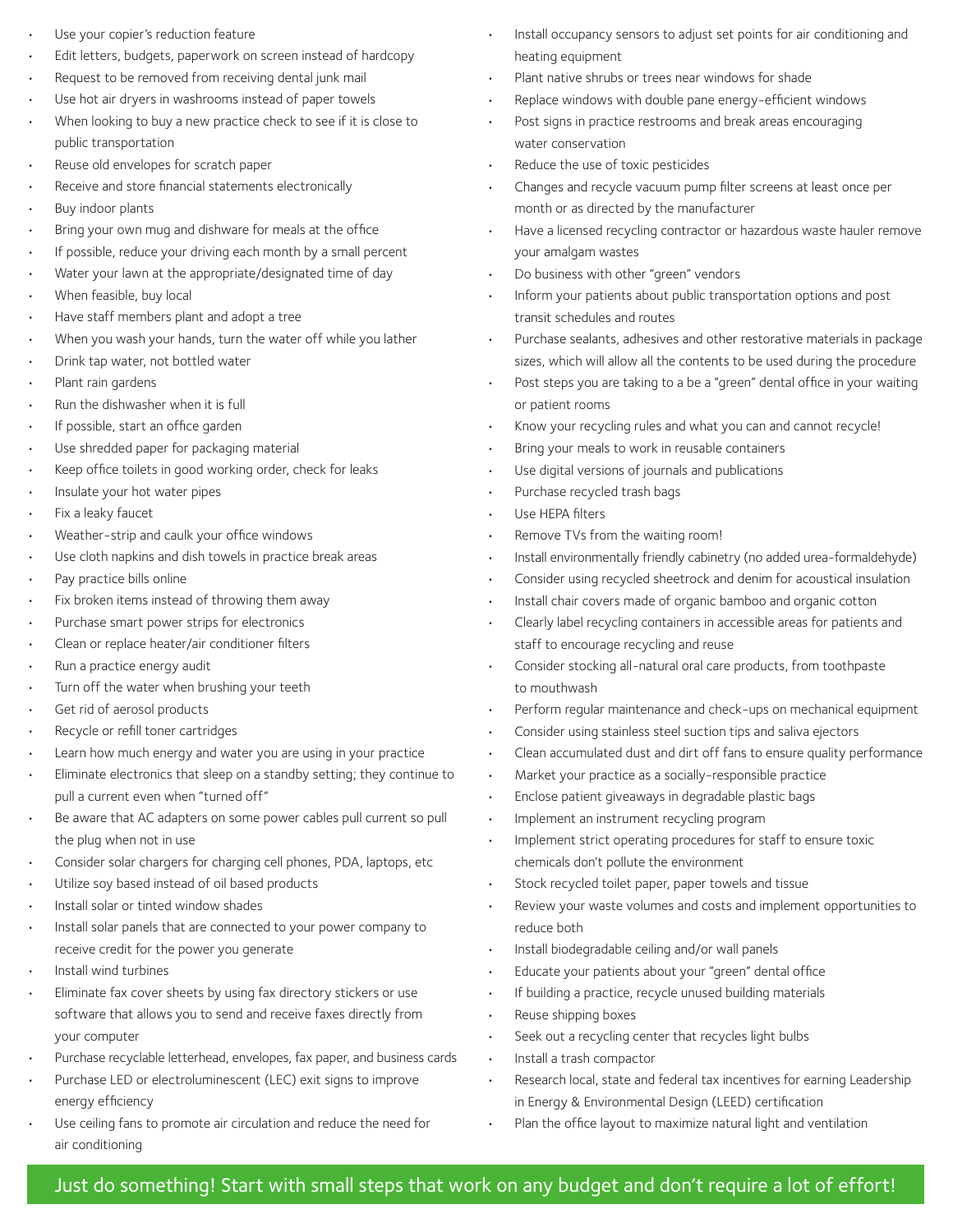- Use your copier's reduction feature
- Edit letters, budgets, paperwork on screen instead of hardcopy
- Request to be removed from receiving dental junk mail
- Use hot air dryers in washrooms instead of paper towels
- When looking to buy a new practice check to see if it is close to public transportation
- Reuse old envelopes for scratch paper
- Receive and store financial statements electronically
- Buy indoor plants
- Bring your own mug and dishware for meals at the office
- If possible, reduce your driving each month by a small percent
- Water your lawn at the appropriate/designated time of day
- When feasible, buy local
- Have staff members plant and adopt a tree
- When you wash your hands, turn the water off while you lather
- Drink tap water, not bottled water
- Plant rain gardens
- Run the dishwasher when it is full
- If possible, start an office garden
- Use shredded paper for packaging material
- Keep office toilets in good working order, check for leaks
- Insulate your hot water pipes
- Fix a leaky faucet
- Weather-strip and caulk your office windows
- Use cloth napkins and dish towels in practice break areas
- Pay practice bills online
- Fix broken items instead of throwing them away
- Purchase smart power strips for electronics
- Clean or replace heater/air conditioner filters
- Run a practice energy audit
- Turn off the water when brushing your teeth
- Get rid of aerosol products
- Recycle or refill toner cartridges
- Learn how much energy and water you are using in your practice
- Eliminate electronics that sleep on a standby setting; they continue to pull a current even when "turned off"
- Be aware that AC adapters on some power cables pull current so pull the plug when not in use
- Consider solar chargers for charging cell phones, PDA, laptops, etc
- Utilize soy based instead of oil based products
- Install solar or tinted window shades
- Install solar panels that are connected to your power company to receive credit for the power you generate
- Install wind turbines
- Eliminate fax cover sheets by using fax directory stickers or use software that allows you to send and receive faxes directly from your computer
- Purchase recyclable letterhead, envelopes, fax paper, and business cards
- Purchase LED or electroluminescent (LEC) exit signs to improve energy efficiency
- Use ceiling fans to promote air circulation and reduce the need for air conditioning
- Install occupancy sensors to adjust set points for air conditioning and heating equipment
- Plant native shrubs or trees near windows for shade
- Replace windows with double pane energy-efficient windows
- Post signs in practice restrooms and break areas encouraging water conservation
- Reduce the use of toxic pesticides
- Changes and recycle vacuum pump filter screens at least once per month or as directed by the manufacturer
- Have a licensed recycling contractor or hazardous waste hauler remove your amalgam wastes
- Do business with other "green" vendors
- Inform your patients about public transportation options and post transit schedules and routes
- Purchase sealants, adhesives and other restorative materials in package sizes, which will allow all the contents to be used during the procedure
- Post steps you are taking to a be a "green" dental office in your waiting or patient rooms
- Know your recycling rules and what you can and cannot recycle!
- Bring your meals to work in reusable containers
- Use digital versions of journals and publications
- Purchase recycled trash bags
- Use HEPA filters
- Remove TVs from the waiting room!
- Install environmentally friendly cabinetry (no added urea-formaldehyde)
- Consider using recycled sheetrock and denim for acoustical insulation
- Install chair covers made of organic bamboo and organic cotton
- Clearly label recycling containers in accessible areas for patients and staff to encourage recycling and reuse
- Consider stocking all-natural oral care products, from toothpaste to mouthwash
- Perform regular maintenance and check-ups on mechanical equipment
- Consider using stainless steel suction tips and saliva ejectors
- Clean accumulated dust and dirt off fans to ensure quality performance
- Market your practice as a socially-responsible practice
- Enclose patient giveaways in degradable plastic bags
- Implement an instrument recycling program
- Implement strict operating procedures for staff to ensure toxic chemicals don't pollute the environment
- Stock recycled toilet paper, paper towels and tissue
- Review your waste volumes and costs and implement opportunities to reduce both
- Install biodegradable ceiling and/or wall panels
- Educate your patients about your "green" dental office
- If building a practice, recycle unused building materials
- Reuse shipping boxes
- Seek out a recycling center that recycles light bulbs
- Install a trash compactor
- Research local, state and federal tax incentives for earning Leadership in Energy & Environmental Design (LEED) certification
- Plan the office layout to maximize natural light and ventilation

Just do something! Start with small steps that work on any budget and don't require a lot of effort!